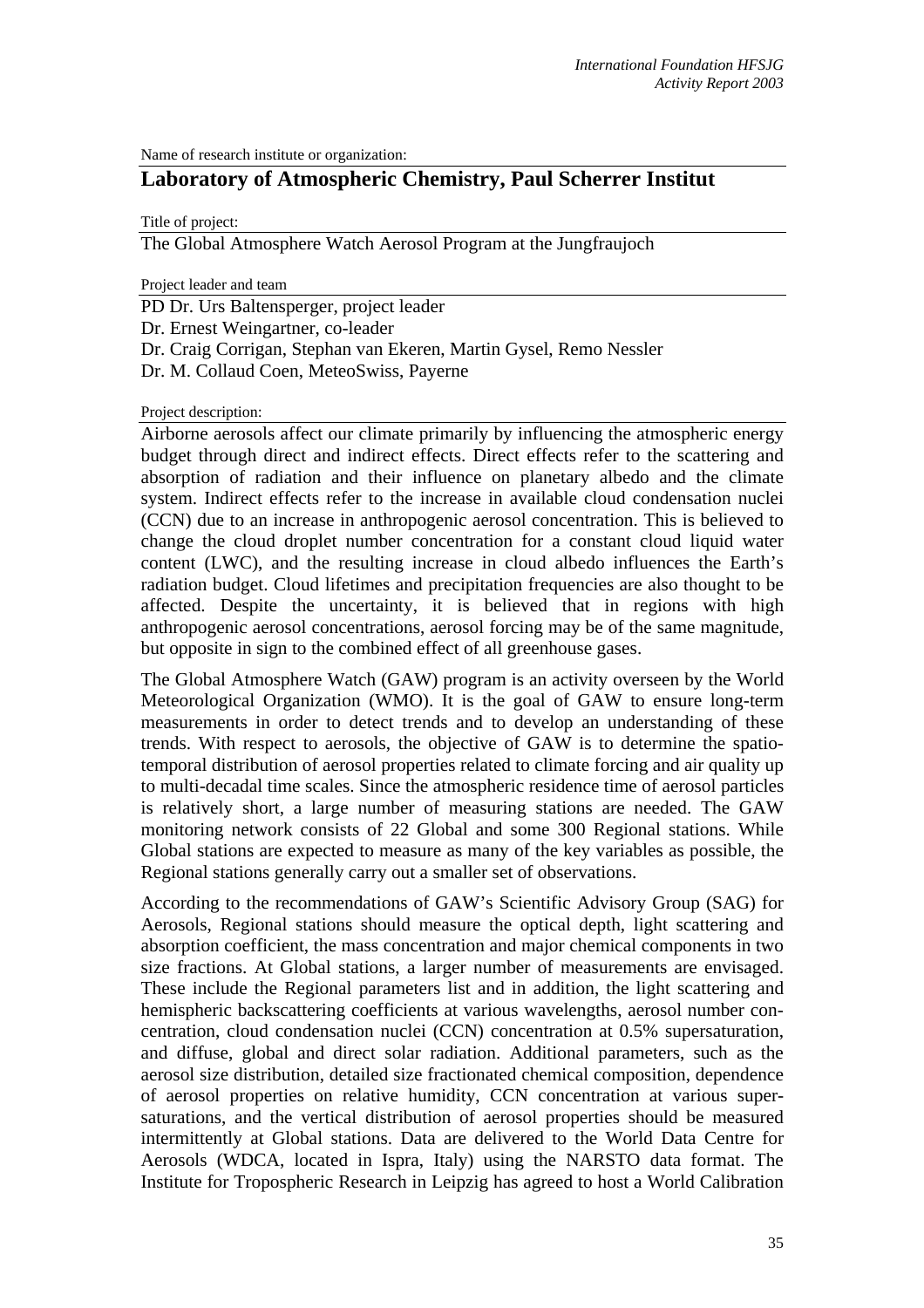Name of research institute or organization:

## Laboratory of Atmospheric Chemistry, Paul Scherrer Institut

Title of project:

The Global Atmosphere Watch Aerosol Program at the Jungfraujoch

Project leader and team

PD Dr. Urs Baltensperger, project leader
Dr. Ernest Weingartner, co-leader
Dr. Craig Corrigan, Stephan van Ekeren, Martin Gysel, Remo Nessler
Dr. M. Collaud Coen, MeteoSwiss, Payerne

Project description:

Airborne aerosols affect our climate primarily by influencing the atmospheric energy budget through direct and indirect effects. Direct effects refer to the scattering and absorption of radiation and their influence on planetary albedo and the climate system. Indirect effects refer to the increase in available cloud condensation nuclei (CCN) due to an increase in anthropogenic aerosol concentration. This is believed to change the cloud droplet number concentration for a constant cloud liquid water content (LWC), and the resulting increase in cloud albedo influences the Earth's radiation budget. Cloud lifetimes and precipitation frequencies are also thought to be affected. Despite the uncertainty, it is believed that in regions with high anthropogenic aerosol concentrations, aerosol forcing may be of the same magnitude, but opposite in sign to the combined effect of all greenhouse gases.

The Global Atmosphere Watch (GAW) program is an activity overseen by the World Meteorological Organization (WMO). It is the goal of GAW to ensure long-term measurements in order to detect trends and to develop an understanding of these trends. With respect to aerosols, the objective of GAW is to determine the spatio-temporal distribution of aerosol properties related to climate forcing and air quality up to multi-decadal time scales. Since the atmospheric residence time of aerosol particles is relatively short, a large number of measuring stations are needed. The GAW monitoring network consists of 22 Global and some 300 Regional stations. While Global stations are expected to measure as many of the key variables as possible, the Regional stations generally carry out a smaller set of observations.

According to the recommendations of GAW's Scientific Advisory Group (SAG) for Aerosols, Regional stations should measure the optical depth, light scattering and absorption coefficient, the mass concentration and major chemical components in two size fractions. At Global stations, a larger number of measurements are envisaged. These include the Regional parameters list and in addition, the light scattering and hemispheric backscattering coefficients at various wavelengths, aerosol number concentration, cloud condensation nuclei (CCN) concentration at 0.5% supersaturation, and diffuse, global and direct solar radiation. Additional parameters, such as the aerosol size distribution, detailed size fractionated chemical composition, dependence of aerosol properties on relative humidity, CCN concentration at various supersaturations, and the vertical distribution of aerosol properties should be measured intermittently at Global stations. Data are delivered to the World Data Centre for Aerosols (WDCA, located in Ispra, Italy) using the NARSTO data format. The Institute for Tropospheric Research in Leipzig has agreed to host a World Calibration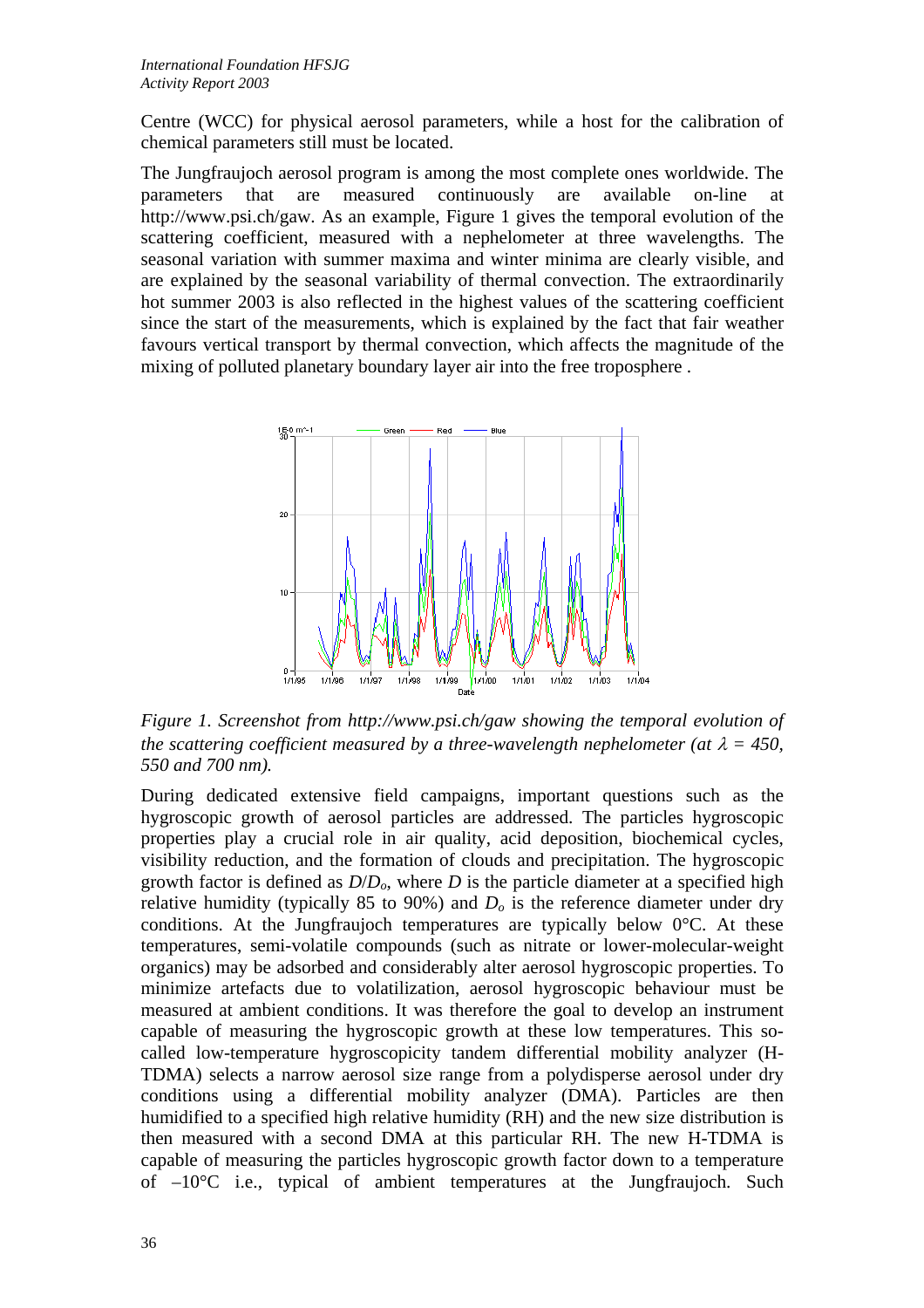Centre (WCC) for physical aerosol parameters, while a host for the calibration of chemical parameters still must be located.

The Jungfraujoch aerosol program is among the most complete ones worldwide. The parameters that are measured continuously are available on-line at http://www.psi.ch/gaw. As an example, Figure 1 gives the temporal evolution of the scattering coefficient, measured with a nephelometer at three wavelengths. The seasonal variation with summer maxima and winter minima are clearly visible, and are explained by the seasonal variability of thermal convection. The extraordinarily hot summer 2003 is also reflected in the highest values of the scattering coefficient since the start of the measurements, which is explained by the fact that fair weather favours vertical transport by thermal convection, which affects the magnitude of the mixing of polluted planetary boundary layer air into the free troposphere .

*Figure 1. Screenshot from http://www.psi.ch/gaw showing the temporal evolution of the scattering coefficient measured by a three-wavelength nephelometer (at $\lambda$ = 450, 550 and 700 nm).*

During dedicated extensive field campaigns, important questions such as the hygroscopic growth of aerosol particles are addressed. The particles hygroscopic properties play a crucial role in air quality, acid deposition, biochemical cycles, visibility reduction, and the formation of clouds and precipitation. The hygroscopic growth factor is defined as $D/D_o$, where $D$ is the particle diameter at a specified high relative humidity (typically 85 to 90%) and $D_o$ is the reference diameter under dry conditions. At the Jungfraujoch temperatures are typically below 0°C. At these temperatures, semi-volatile compounds (such as nitrate or lower-molecular-weight organics) may be adsorbed and considerably alter aerosol hygroscopic properties. To minimize artefacts due to volatilization, aerosol hygroscopic behaviour must be measured at ambient conditions. It was therefore the goal to develop an instrument capable of measuring the hygroscopic growth at these low temperatures. This so-called low-temperature hygroscopicity tandem differential mobility analyzer (H-TDMA) selects a narrow aerosol size range from a polydisperse aerosol under dry conditions using a differential mobility analyzer (DMA). Particles are then humidified to a specified high relative humidity (RH) and the new size distribution is then measured with a second DMA at this particular RH. The new H-TDMA is capable of measuring the particles hygroscopic growth factor down to a temperature of –10°C i.e., typical of ambient temperatures at the Jungfraujoch. Such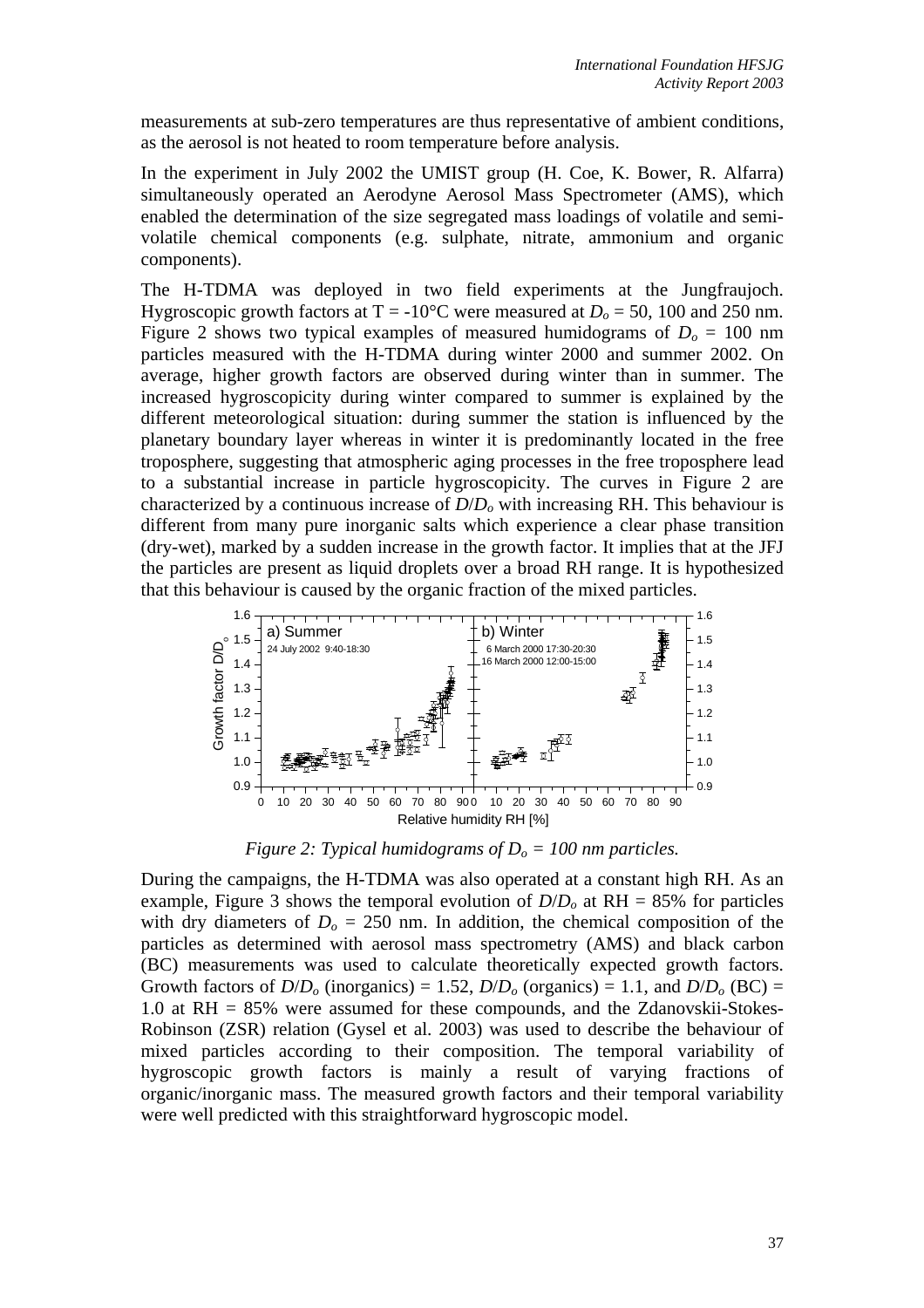measurements at sub-zero temperatures are thus representative of ambient conditions, as the aerosol is not heated to room temperature before analysis.

In the experiment in July 2002 the UMIST group (H. Coe, K. Bower, R. Alfarra) simultaneously operated an Aerodyne Aerosol Mass Spectrometer (AMS), which enabled the determination of the size segregated mass loadings of volatile and semi-volatile chemical components (e.g. sulphate, nitrate, ammonium and organic components).

The H-TDMA was deployed in two field experiments at the Jungfraujoch. Hygroscopic growth factors at T = -10°C were measured at $D_o$ = 50, 100 and 250 nm. Figure 2 shows two typical examples of measured humidograms of $D_o$ = 100 nm particles measured with the H-TDMA during winter 2000 and summer 2002. On average, higher growth factors are observed during winter than in summer. The increased hygroscopicity during winter compared to summer is explained by the different meteorological situation: during summer the station is influenced by the planetary boundary layer whereas in winter it is predominantly located in the free troposphere, suggesting that atmospheric aging processes in the free troposphere lead to a substantial increase in particle hygroscopicity. The curves in Figure 2 are characterized by a continuous increase of $D/D_o$ with increasing RH. This behaviour is different from many pure inorganic salts which experience a clear phase transition (dry-wet), marked by a sudden increase in the growth factor. It implies that at the JFJ the particles are present as liquid droplets over a broad RH range. It is hypothesized that this behaviour is caused by the organic fraction of the mixed particles.

*Figure 2: Typical humidograms of $D_o$ = 100 nm particles.*

During the campaigns, the H-TDMA was also operated at a constant high RH. As an example, Figure 3 shows the temporal evolution of $D/D_o$ at RH = 85% for particles with dry diameters of $D_o$ = 250 nm. In addition, the chemical composition of the particles as determined with aerosol mass spectrometry (AMS) and black carbon (BC) measurements was used to calculate theoretically expected growth factors. Growth factors of $D/D_o$ (inorganics) = 1.52, $D/D_o$ (organics) = 1.1, and $D/D_o$ (BC) = 1.0 at RH = 85% were assumed for these compounds, and the Zdanovskii-Stokes-Robinson (ZSR) relation (Gysel et al. 2003) was used to describe the behaviour of mixed particles according to their composition. The temporal variability of hygroscopic growth factors is mainly a result of varying fractions of organic/inorganic mass. The measured growth factors and their temporal variability were well predicted with this straightforward hygroscopic model.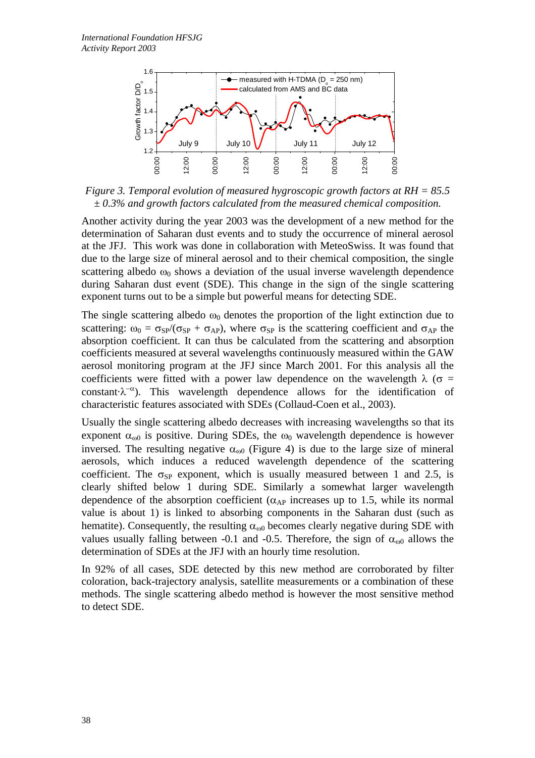*Figure 3. Temporal evolution of measured hygroscopic growth factors at RH = 85.5 ± 0.3% and growth factors calculated from the measured chemical composition.*

Another activity during the year 2003 was the development of a new method for the determination of Saharan dust events and to study the occurrence of mineral aerosol at the JFJ. This work was done in collaboration with MeteoSwiss. It was found that due to the large size of mineral aerosol and to their chemical composition, the single scattering albedo $\omega_0$ shows a deviation of the usual inverse wavelength dependence during Saharan dust event (SDE). This change in the sign of the single scattering exponent turns out to be a simple but powerful means for detecting SDE.

The single scattering albedo $\omega_0$ denotes the proportion of the light extinction due to scattering: $\omega_0 = \sigma_{SP}/(\sigma_{SP} + \sigma_{AP})$, where $\sigma_{SP}$ is the scattering coefficient and $\sigma_{AP}$ the absorption coefficient. It can thus be calculated from the scattering and absorption coefficients measured at several wavelengths continuously measured within the GAW aerosol monitoring program at the JFJ since March 2001. For this analysis all the coefficients were fitted with a power law dependence on the wavelength $\lambda$ ($\sigma = \text{constant}\cdot\lambda^{-\alpha}$). This wavelength dependence allows for the identification of characteristic features associated with SDEs (Collaud-Coen et al., 2003).

Usually the single scattering albedo decreases with increasing wavelengths so that its exponent $\alpha_{\omega0}$ is positive. During SDEs, the $\omega_0$ wavelength dependence is however inversed. The resulting negative $\alpha_{\omega0}$ (Figure 4) is due to the large size of mineral aerosols, which induces a reduced wavelength dependence of the scattering coefficient. The $\sigma_{SP}$ exponent, which is usually measured between 1 and 2.5, is clearly shifted below 1 during SDE. Similarly a somewhat larger wavelength dependence of the absorption coefficient ($\alpha_{AP}$ increases up to 1.5, while its normal value is about 1) is linked to absorbing components in the Saharan dust (such as hematite). Consequently, the resulting $\alpha_{\omega0}$ becomes clearly negative during SDE with values usually falling between -0.1 and -0.5. Therefore, the sign of $\alpha_{\omega0}$ allows the determination of SDEs at the JFJ with an hourly time resolution.

In 92% of all cases, SDE detected by this new method are corroborated by filter coloration, back-trajectory analysis, satellite measurements or a combination of these methods. The single scattering albedo method is however the most sensitive method to detect SDE.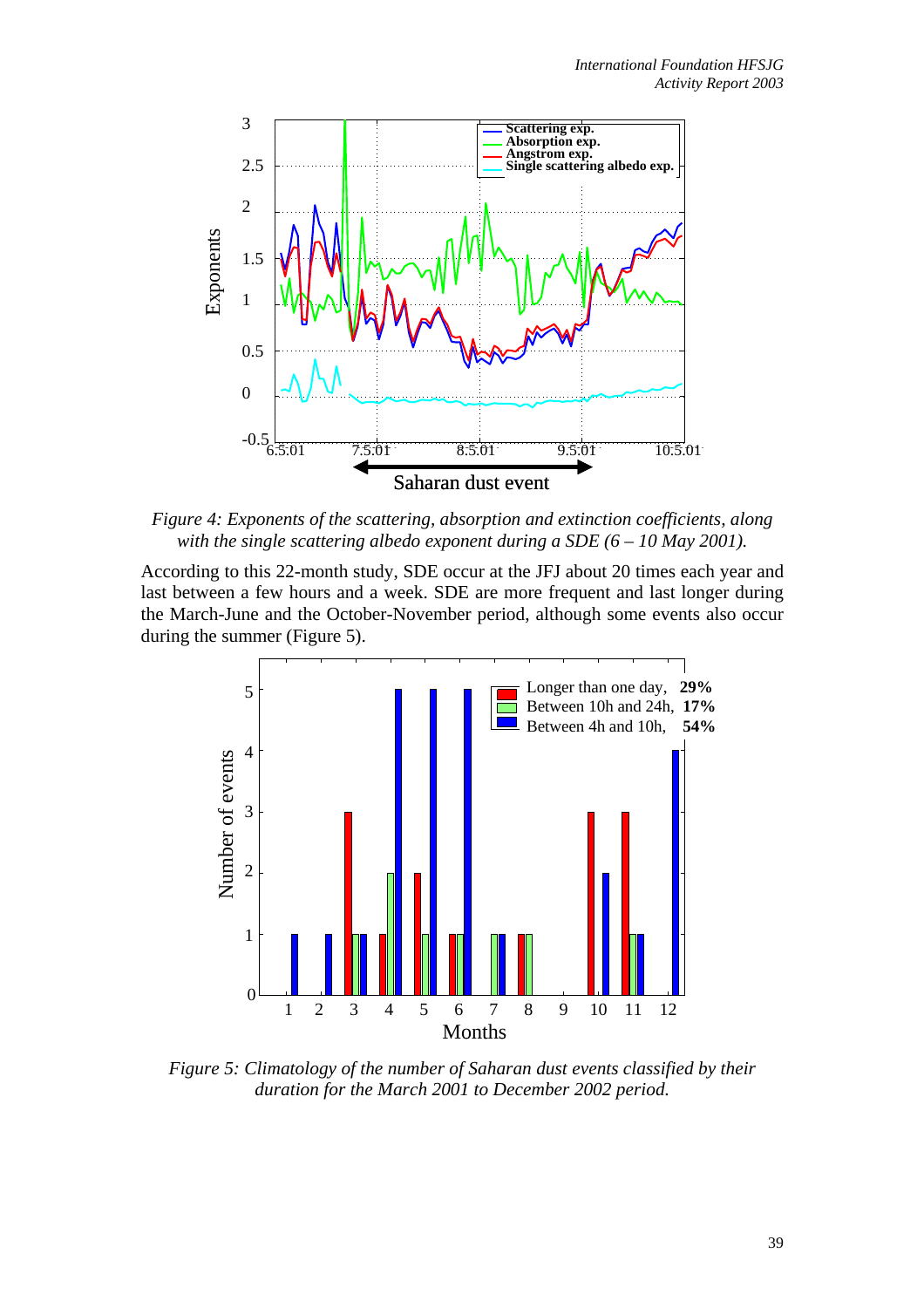*Figure 4: Exponents of the scattering, absorption and extinction coefficients, along with the single scattering albedo exponent during a SDE (6 – 10 May 2001).*

According to this 22-month study, SDE occur at the JFJ about 20 times each year and last between a few hours and a week. SDE are more frequent and last longer during the March-June and the October-November period, although some events also occur during the summer (Figure 5).

*Figure 5: Climatology of the number of Saharan dust events classified by their duration for the March 2001 to December 2002 period.*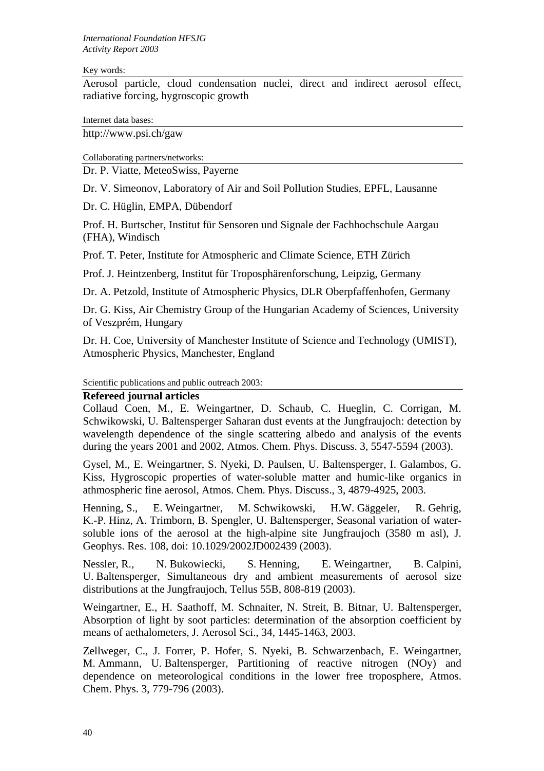Key words:

Aerosol particle, cloud condensation nuclei, direct and indirect aerosol effect, radiative forcing, hygroscopic growth

Internet data bases:

http://www.psi.ch/gaw

Collaborating partners/networks:

Dr. P. Viatte, MeteoSwiss, Payerne

Dr. V. Simeonov, Laboratory of Air and Soil Pollution Studies, EPFL, Lausanne

Dr. C. Hüglin, EMPA, Dübendorf

Prof. H. Burtscher, Institut für Sensoren und Signale der Fachhochschule Aargau (FHA), Windisch

Prof. T. Peter, Institute for Atmospheric and Climate Science, ETH Zürich

Prof. J. Heintzenberg, Institut für Troposphärenforschung, Leipzig, Germany

Dr. A. Petzold, Institute of Atmospheric Physics, DLR Oberpfaffenhofen, Germany

Dr. G. Kiss, Air Chemistry Group of the Hungarian Academy of Sciences, University of Veszprém, Hungary

Dr. H. Coe, University of Manchester Institute of Science and Technology (UMIST), Atmospheric Physics, Manchester, England

Scientific publications and public outreach 2003:

**Refereed journal articles**

Collaud Coen, M., E. Weingartner, D. Schaub, C. Hueglin, C. Corrigan, M. Schwikowski, U. Baltensperger Saharan dust events at the Jungfraujoch: detection by wavelength dependence of the single scattering albedo and analysis of the events during the years 2001 and 2002, Atmos. Chem. Phys. Discuss. 3, 5547-5594 (2003).

Gysel, M., E. Weingartner, S. Nyeki, D. Paulsen, U. Baltensperger, I. Galambos, G. Kiss, Hygroscopic properties of water-soluble matter and humic-like organics in athmospheric fine aerosol, Atmos. Chem. Phys. Discuss., 3, 4879-4925, 2003.

Henning, S., E. Weingartner, M. Schwikowski, H.W. Gäggeler, R. Gehrig, K.-P. Hinz, A. Trimborn, B. Spengler, U. Baltensperger, Seasonal variation of water-soluble ions of the aerosol at the high-alpine site Jungfraujoch (3580 m asl), J. Geophys. Res. 108, doi: 10.1029/2002JD002439 (2003).

Nessler, R., N. Bukowiecki, S. Henning, E. Weingartner, B. Calpini, U. Baltensperger, Simultaneous dry and ambient measurements of aerosol size distributions at the Jungfraujoch, Tellus 55B, 808-819 (2003).

Weingartner, E., H. Saathoff, M. Schnaiter, N. Streit, B. Bitnar, U. Baltensperger, Absorption of light by soot particles: determination of the absorption coefficient by means of aethalometers, J. Aerosol Sci., 34, 1445-1463, 2003.

Zellweger, C., J. Forrer, P. Hofer, S. Nyeki, B. Schwarzenbach, E. Weingartner, M. Ammann, U. Baltensperger, Partitioning of reactive nitrogen (NOy) and dependence on meteorological conditions in the lower free troposphere, Atmos. Chem. Phys. 3, 779-796 (2003).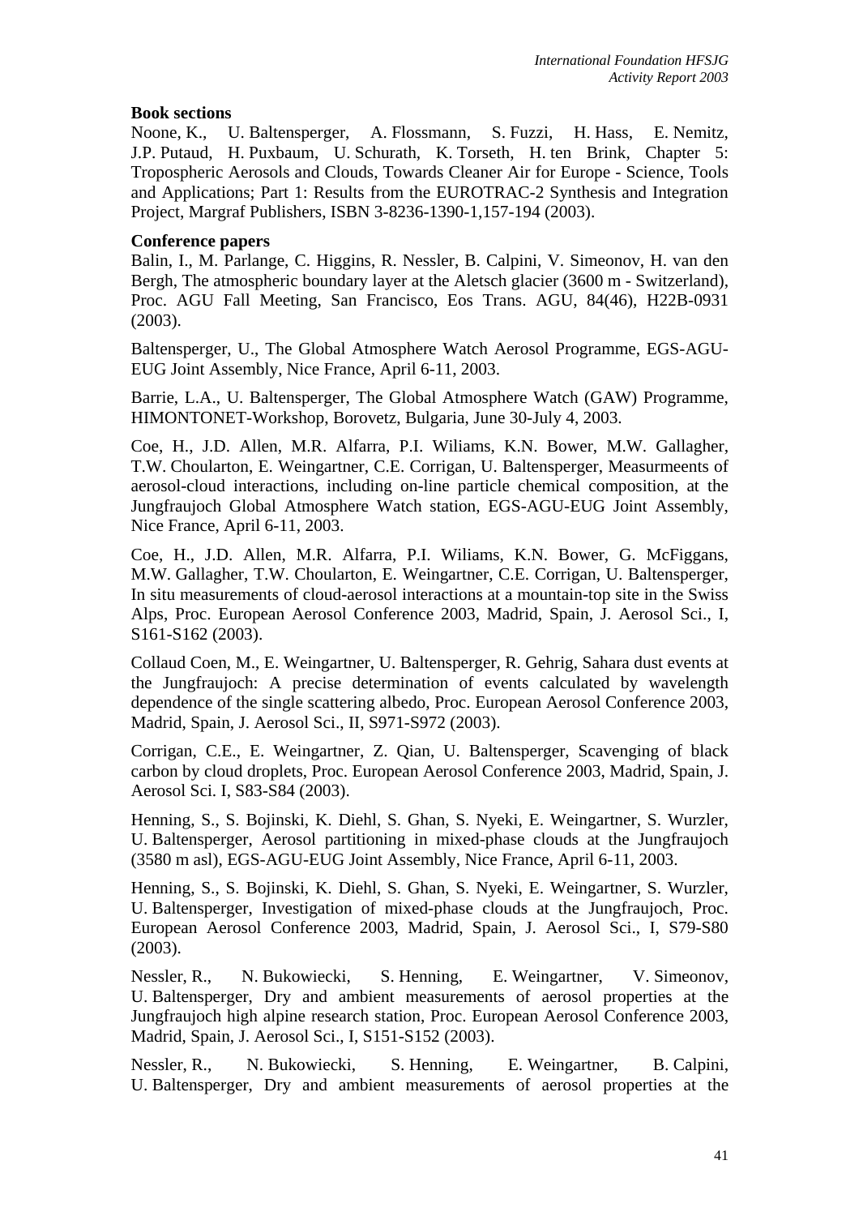### Book sections

Noone, K., U. Baltensperger, A. Flossmann, S. Fuzzi, H. Hass, E. Nemitz, J.P. Putaud, H. Puxbaum, U. Schurath, K. Torseth, H. ten Brink, Chapter 5: Tropospheric Aerosols and Clouds, Towards Cleaner Air for Europe - Science, Tools and Applications; Part 1: Results from the EUROTRAC-2 Synthesis and Integration Project, Margraf Publishers, ISBN 3-8236-1390-1,157-194 (2003).

### Conference papers

Balin, I., M. Parlange, C. Higgins, R. Nessler, B. Calpini, V. Simeonov, H. van den Bergh, The atmospheric boundary layer at the Aletsch glacier (3600 m - Switzerland), Proc. AGU Fall Meeting, San Francisco, Eos Trans. AGU, 84(46), H22B-0931 (2003).

Baltensperger, U., The Global Atmosphere Watch Aerosol Programme, EGS-AGU-EUG Joint Assembly, Nice France, April 6-11, 2003.

Barrie, L.A., U. Baltensperger, The Global Atmosphere Watch (GAW) Programme, HIMONTONET-Workshop, Borovetz, Bulgaria, June 30-July 4, 2003.

Coe, H., J.D. Allen, M.R. Alfarra, P.I. Wiliams, K.N. Bower, M.W. Gallagher, T.W. Choularton, E. Weingartner, C.E. Corrigan, U. Baltensperger, Measurmeents of aerosol-cloud interactions, including on-line particle chemical composition, at the Jungfraujoch Global Atmosphere Watch station, EGS-AGU-EUG Joint Assembly, Nice France, April 6-11, 2003.

Coe, H., J.D. Allen, M.R. Alfarra, P.I. Wiliams, K.N. Bower, G. McFiggans, M.W. Gallagher, T.W. Choularton, E. Weingartner, C.E. Corrigan, U. Baltensperger, In situ measurements of cloud-aerosol interactions at a mountain-top site in the Swiss Alps, Proc. European Aerosol Conference 2003, Madrid, Spain, J. Aerosol Sci., I, S161-S162 (2003).

Collaud Coen, M., E. Weingartner, U. Baltensperger, R. Gehrig, Sahara dust events at the Jungfraujoch: A precise determination of events calculated by wavelength dependence of the single scattering albedo, Proc. European Aerosol Conference 2003, Madrid, Spain, J. Aerosol Sci., II, S971-S972 (2003).

Corrigan, C.E., E. Weingartner, Z. Qian, U. Baltensperger, Scavenging of black carbon by cloud droplets, Proc. European Aerosol Conference 2003, Madrid, Spain, J. Aerosol Sci. I, S83-S84 (2003).

Henning, S., S. Bojinski, K. Diehl, S. Ghan, S. Nyeki, E. Weingartner, S. Wurzler, U. Baltensperger, Aerosol partitioning in mixed-phase clouds at the Jungfraujoch (3580 m asl), EGS-AGU-EUG Joint Assembly, Nice France, April 6-11, 2003.

Henning, S., S. Bojinski, K. Diehl, S. Ghan, S. Nyeki, E. Weingartner, S. Wurzler, U. Baltensperger, Investigation of mixed-phase clouds at the Jungfraujoch, Proc. European Aerosol Conference 2003, Madrid, Spain, J. Aerosol Sci., I, S79-S80 (2003).

Nessler, R., N. Bukowiecki, S. Henning, E. Weingartner, V. Simeonov, U. Baltensperger, Dry and ambient measurements of aerosol properties at the Jungfraujoch high alpine research station, Proc. European Aerosol Conference 2003, Madrid, Spain, J. Aerosol Sci., I, S151-S152 (2003).

Nessler, R., N. Bukowiecki, S. Henning, E. Weingartner, B. Calpini, U. Baltensperger, Dry and ambient measurements of aerosol properties at the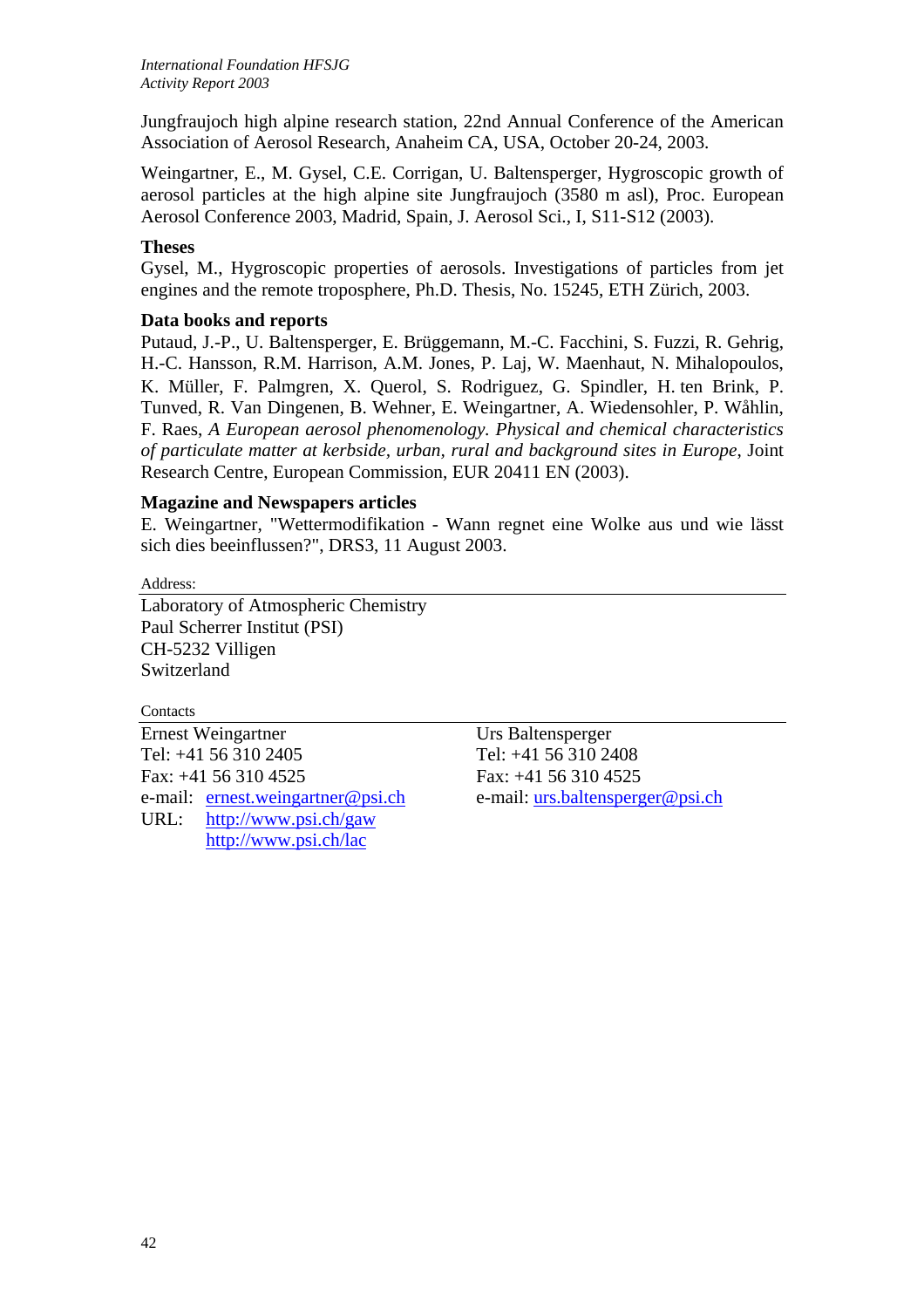Jungfraujoch high alpine research station, 22nd Annual Conference of the American Association of Aerosol Research, Anaheim CA, USA, October 20-24, 2003.

Weingartner, E., M. Gysel, C.E. Corrigan, U. Baltensperger, Hygroscopic growth of aerosol particles at the high alpine site Jungfraujoch (3580 m asl), Proc. European Aerosol Conference 2003, Madrid, Spain, J. Aerosol Sci., I, S11-S12 (2003).

**Theses**

Gysel, M., Hygroscopic properties of aerosols. Investigations of particles from jet engines and the remote troposphere, Ph.D. Thesis, No. 15245, ETH Zürich, 2003.

**Data books and reports**

Putaud, J.-P., U. Baltensperger, E. Brüggemann, M.-C. Facchini, S. Fuzzi, R. Gehrig, H.-C. Hansson, R.M. Harrison, A.M. Jones, P. Laj, W. Maenhaut, N. Mihalopoulos, K. Müller, F. Palmgren, X. Querol, S. Rodriguez, G. Spindler, H. ten Brink, P. Tunved, R. Van Dingenen, B. Wehner, E. Weingartner, A. Wiedensohler, P. Wåhlin, F. Raes, *A European aerosol phenomenology. Physical and chemical characteristics of particulate matter at kerbside, urban, rural and background sites in Europe*, Joint Research Centre, European Commission, EUR 20411 EN (2003).

**Magazine and Newspapers articles**

E. Weingartner, "Wettermodifikation - Wann regnet eine Wolke aus und wie lässt sich dies beeinflussen?", DRS3, 11 August 2003.

Address:

Laboratory of Atmospheric Chemistry
Paul Scherrer Institut (PSI)
CH-5232 Villigen
Switzerland

Contacts

Ernest Weingartner
Tel: +41 56 310 2405
Fax: +41 56 310 4525
e-mail: ernest.weingartner@psi.ch
URL: http://www.psi.ch/gaw
http://www.psi.ch/lac

Urs Baltensperger
Tel: +41 56 310 2408
Fax: +41 56 310 4525
e-mail: urs.baltensperger@psi.ch